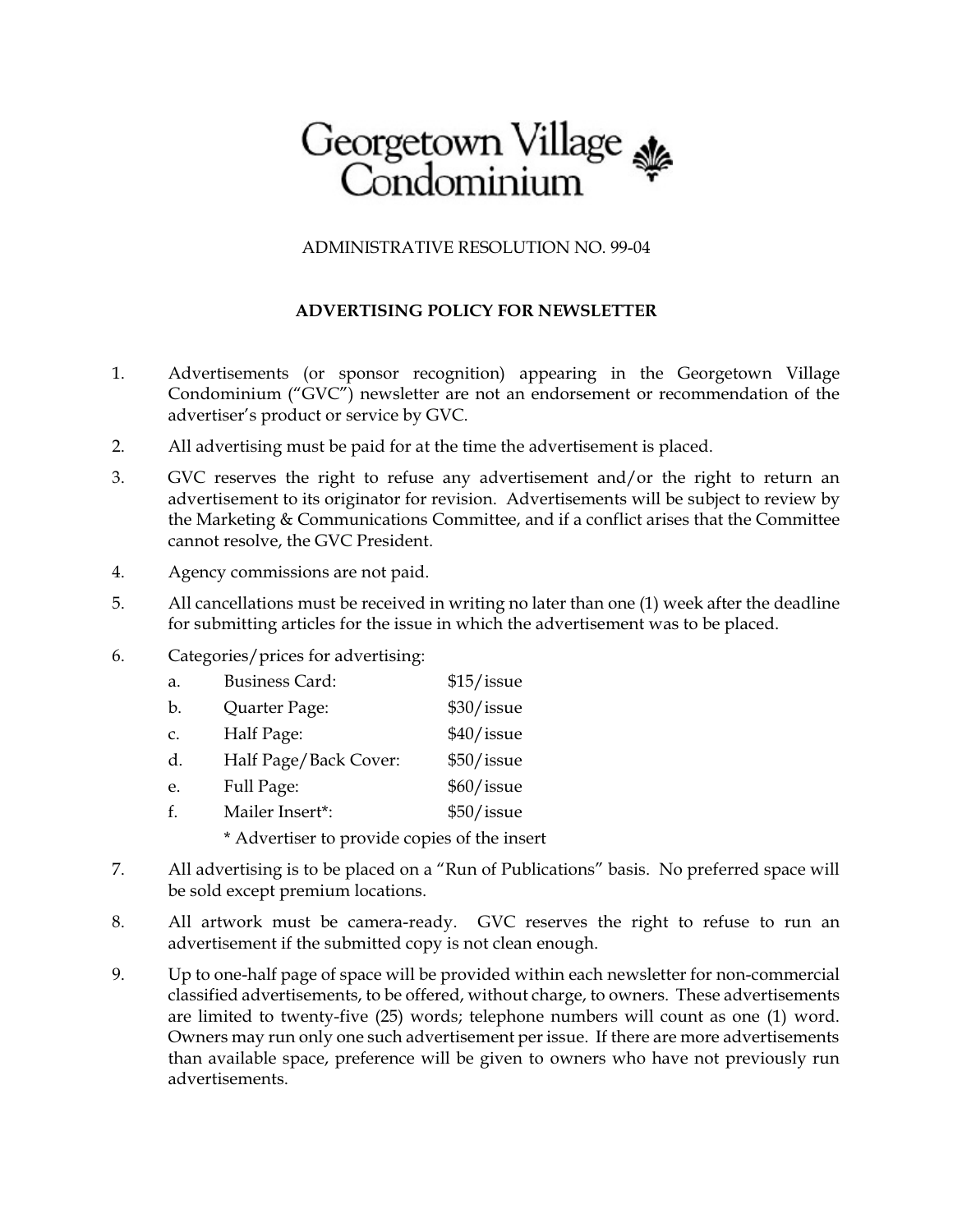# Georgetown Village Condominium

ADMINISTRATIVE RESOLUTION NO. 99-04

## ADVERTISING POLICY FOR NEWSLETTER

1. Advertisements (or sponsor recognition) appearing in the Georgetown Village Condominium ("GVC") newsletter are not an endorsement or recommendation of the advertiser's product or service by GVC.
2. All advertising must be paid for at the time the advertisement is placed.
3. GVC reserves the right to refuse any advertisement and/or the right to return an advertisement to its originator for revision. Advertisements will be subject to review by the Marketing & Communications Committee, and if a conflict arises that the Committee cannot resolve, the GVC President.
4. Agency commissions are not paid.
5. All cancellations must be received in writing no later than one (1) week after the deadline for submitting articles for the issue in which the advertisement was to be placed.
6. Categories/prices for advertising:
   a. Business Card: $15/issue
   b. Quarter Page: $30/issue
   c. Half Page: $40/issue
   d. Half Page/Back Cover: $50/issue
   e. Full Page: $60/issue
   f. Mailer Insert*: $50/issue

   * Advertiser to provide copies of the insert
7. All advertising is to be placed on a "Run of Publications" basis. No preferred space will be sold except premium locations.
8. All artwork must be camera-ready. GVC reserves the right to refuse to run an advertisement if the submitted copy is not clean enough.
9. Up to one-half page of space will be provided within each newsletter for non-commercial classified advertisements, to be offered, without charge, to owners. These advertisements are limited to twenty-five (25) words; telephone numbers will count as one (1) word. Owners may run only one such advertisement per issue. If there are more advertisements than available space, preference will be given to owners who have not previously run advertisements.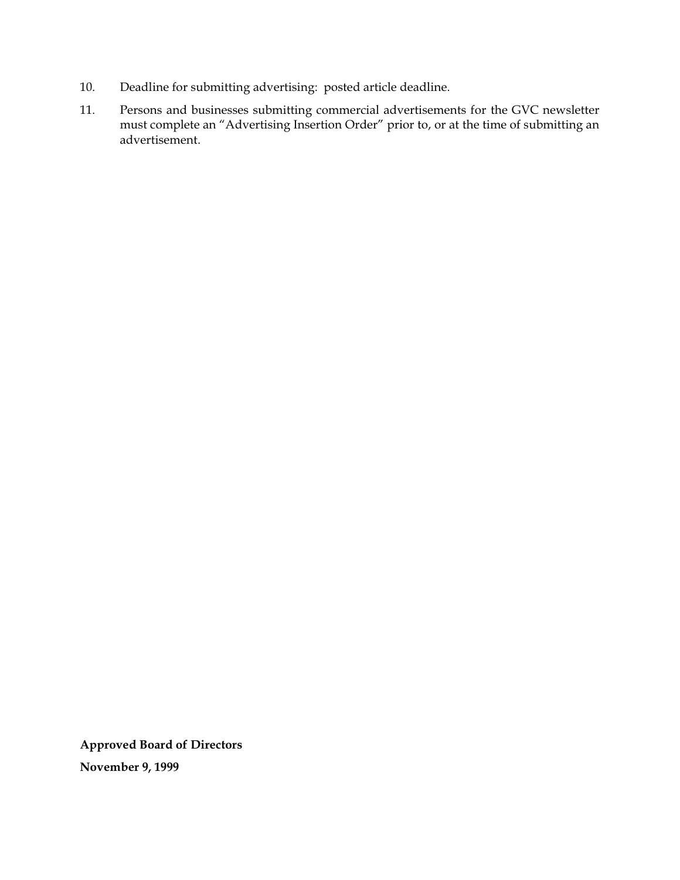10. Deadline for submitting advertising:  posted article deadline.

11. Persons and businesses submitting commercial advertisements for the GVC newsletter must complete an "Advertising Insertion Order" prior to, or at the time of submitting an advertisement.

**Approved Board of Directors**

**November 9, 1999**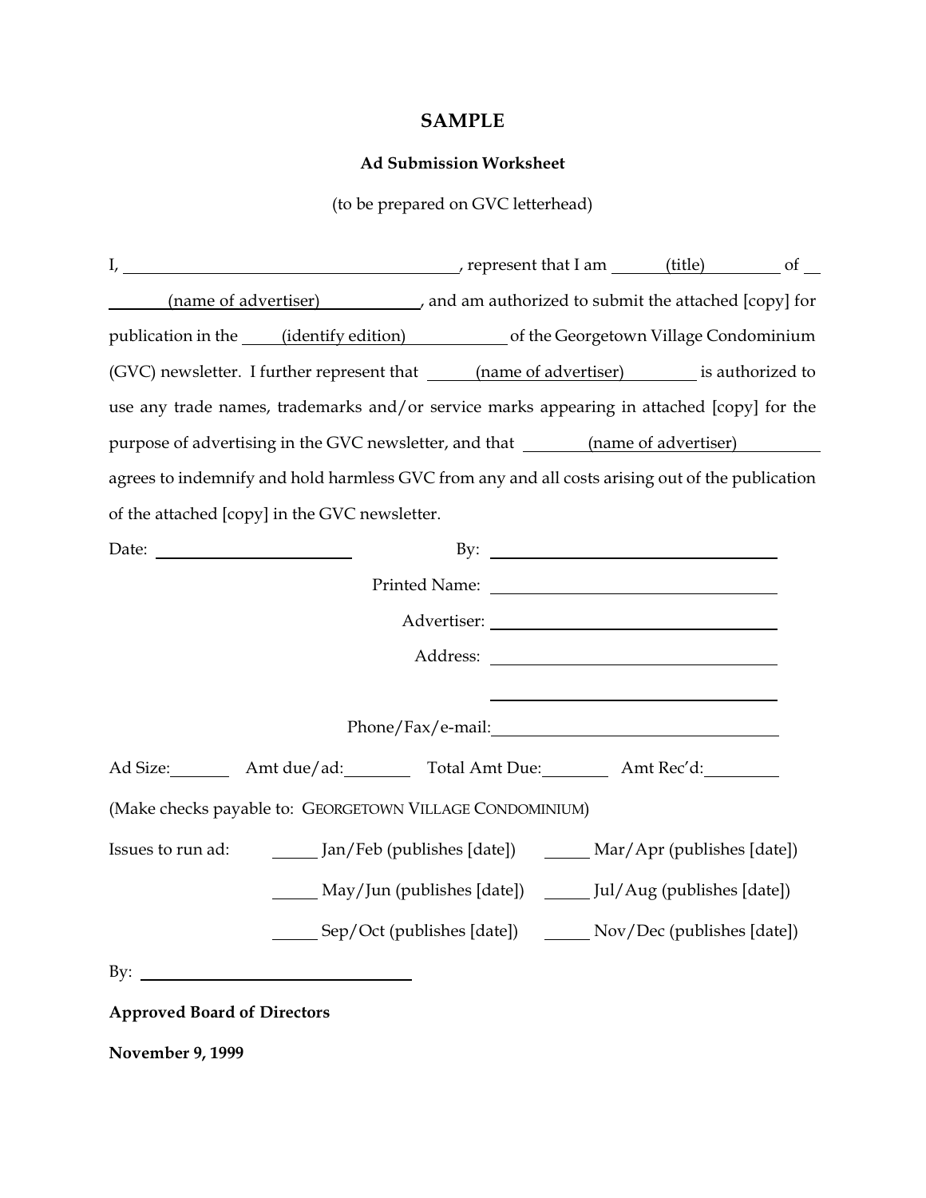# SAMPLE

## Ad Submission Worksheet

(to be prepared on GVC letterhead)

I, ______________________________, represent that I am ______(title)________ of ______(name of advertiser)__________, and am authorized to submit the attached [copy] for publication in the ____(identify edition)__________ of the Georgetown Village Condominium (GVC) newsletter. I further represent that _____(name of advertiser)________ is authorized to use any trade names, trademarks and/or service marks appearing in attached [copy] for the purpose of advertising in the GVC newsletter, and that _______(name of advertiser)__________ agrees to indemnify and hold harmless GVC from any and all costs arising out of the publication of the attached [copy] in the GVC newsletter.

Date: ____________________ By: ______________________________

Printed Name: ______________________________

Advertiser: ______________________________

Address: ______________________________

______________________________

Phone/Fax/e-mail: ______________________________

Ad Size:_______ Amt due/ad:________ Total Amt Due:________ Amt Rec'd:________

(Make checks payable to: GEORGETOWN VILLAGE CONDOMINIUM)

Issues to run ad:

_____ Jan/Feb (publishes [date]) _____ Mar/Apr (publishes [date])

_____ May/Jun (publishes [date]) _____ Jul/Aug (publishes [date])

_____ Sep/Oct (publishes [date]) _____ Nov/Dec (publishes [date])

By: ______________________________

**Approved Board of Directors**

**November 9, 1999**